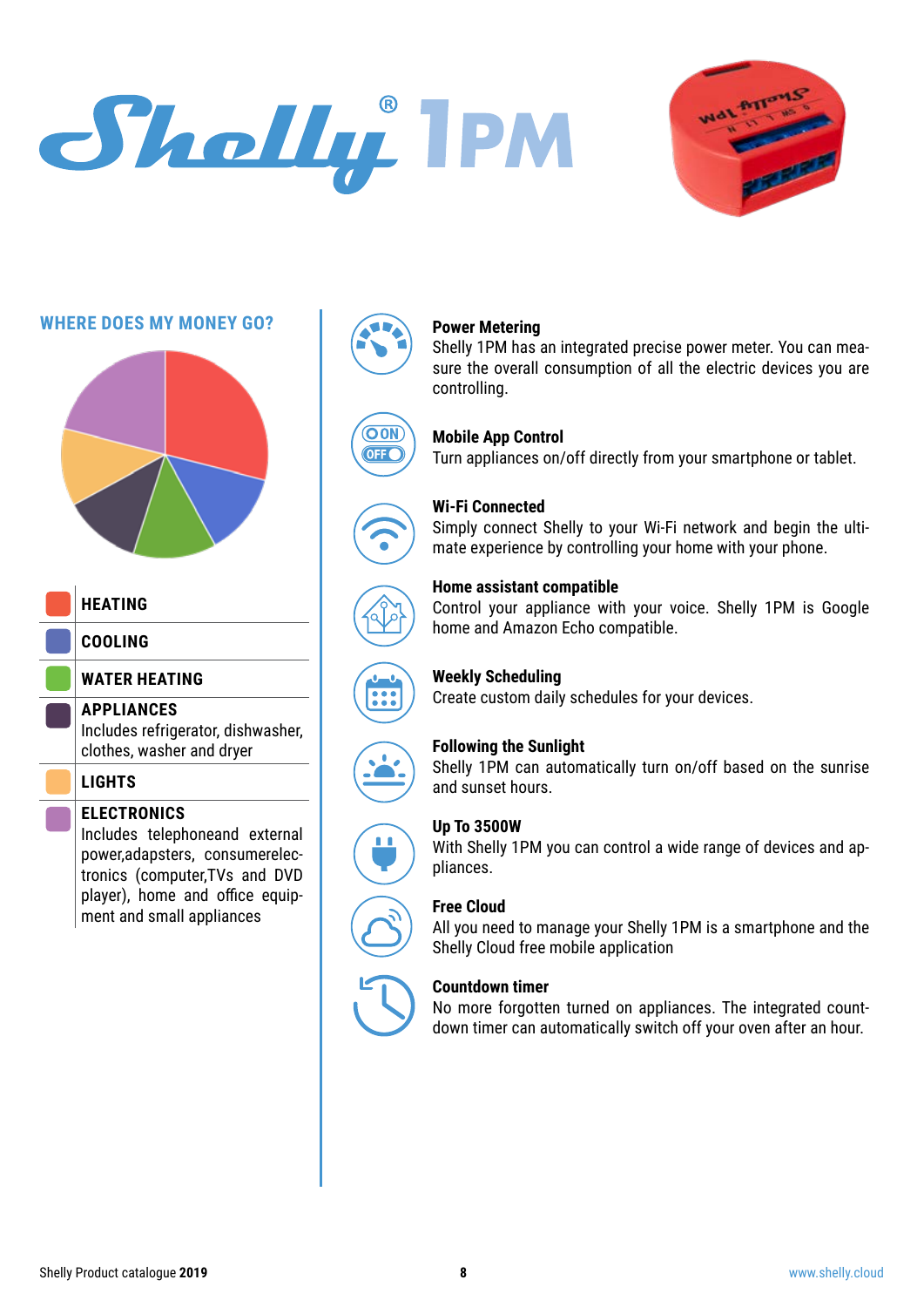# Shelly® 1PM

## WHERE DOES MY MONEY GO?

- **HEATING**
- **COOLING**
- **WATER HEATING**
- **APPLIANCES**
  Includes refrigerator, dishwasher, clothes, washer and dryer
- **LIGHTS**
- **ELECTRONICS**
  Includes telephoneand external power,adapsters, consumerelectronics (computer,TVs and DVD player), home and office equipment and small appliances

### Power Metering
Shelly 1PM has an integrated precise power meter. You can measure the overall consumption of all the electric devices you are controlling.

### Mobile App Control
Turn appliances on/off directly from your smartphone or tablet.

### Wi-Fi Connected
Simply connect Shelly to your Wi-Fi network and begin the ultimate experience by controlling your home with your phone.

### Home assistant compatible
Control your appliance with your voice. Shelly 1PM is Google home and Amazon Echo compatible.

### Weekly Scheduling
Create custom daily schedules for your devices.

### Following the Sunlight
Shelly 1PM can automatically turn on/off based on the sunrise and sunset hours.

### Up To 3500W
With Shelly 1PM you can control a wide range of devices and appliances.

### Free Cloud
All you need to manage your Shelly 1PM is a smartphone and the Shelly Cloud free mobile application

### Countdown timer
No more forgotten turned on appliances. The integrated countdown timer can automatically switch off your oven after an hour.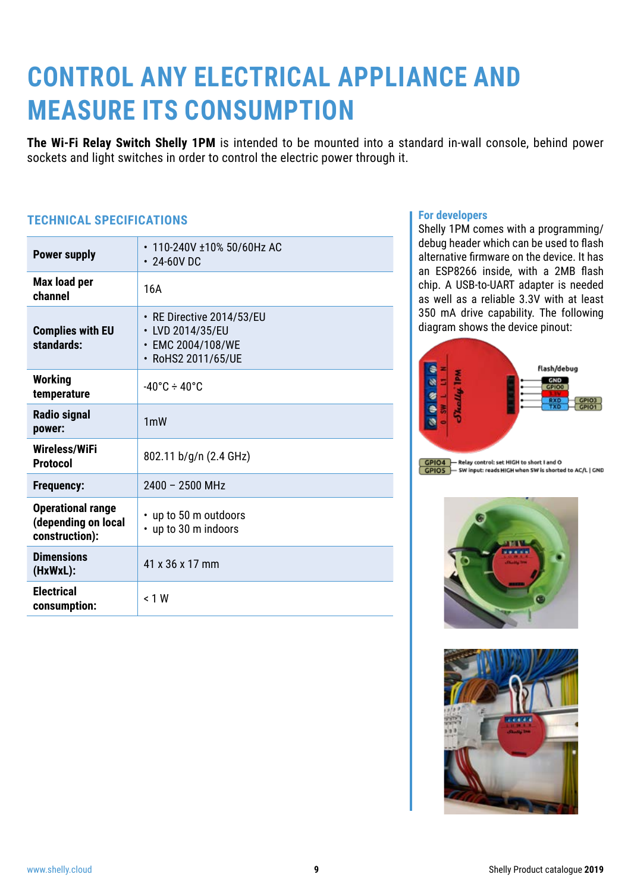# CONTROL ANY ELECTRICAL APPLIANCE AND MEASURE ITS CONSUMPTION

**The Wi-Fi Relay Switch Shelly 1PM** is intended to be mounted into a standard in-wall console, behind power sockets and light switches in order to control the electric power through it.

## TECHNICAL SPECIFICATIONS

| | |
|---|---|
| **Power supply** | • 110-240V ±10% 50/60Hz AC<br>• 24-60V DC |
| **Max load per channel** | 16A |
| **Complies with EU standards:** | • RE Directive 2014/53/EU<br>• LVD 2014/35/EU<br>• EMC 2004/108/WE<br>• RoHS2 2011/65/UE |
| **Working temperature** | -40°C ÷ 40°C |
| **Radio signal power:** | 1mW |
| **Wireless/WiFi Protocol** | 802.11 b/g/n (2.4 GHz) |
| **Frequency:** | 2400 – 2500 MHz |
| **Operational range (depending on local construction):** | • up to 50 m outdoors<br>• up to 30 m indoors |
| **Dimensions (HxWxL):** | 41 x 36 x 17 mm |
| **Electrical consumption:** | < 1 W |

### For developers

Shelly 1PM comes with a programming/debug header which can be used to flash alternative firmware on the device. It has an ESP8266 inside, with a 2MB flash chip. A USB-to-UART adapter is needed as well as a reliable 3.3V with at least 350 mA drive capability. The following diagram shows the device pinout:

Flash/debug
GND
GPIO0
3.3V
RXD GPIO3
TXD GPIO1

GPIO4 — Relay control: set HIGH to short I and O
GPIO5 — SW input: reads HIGH when SW is shorted to AC/L | GND